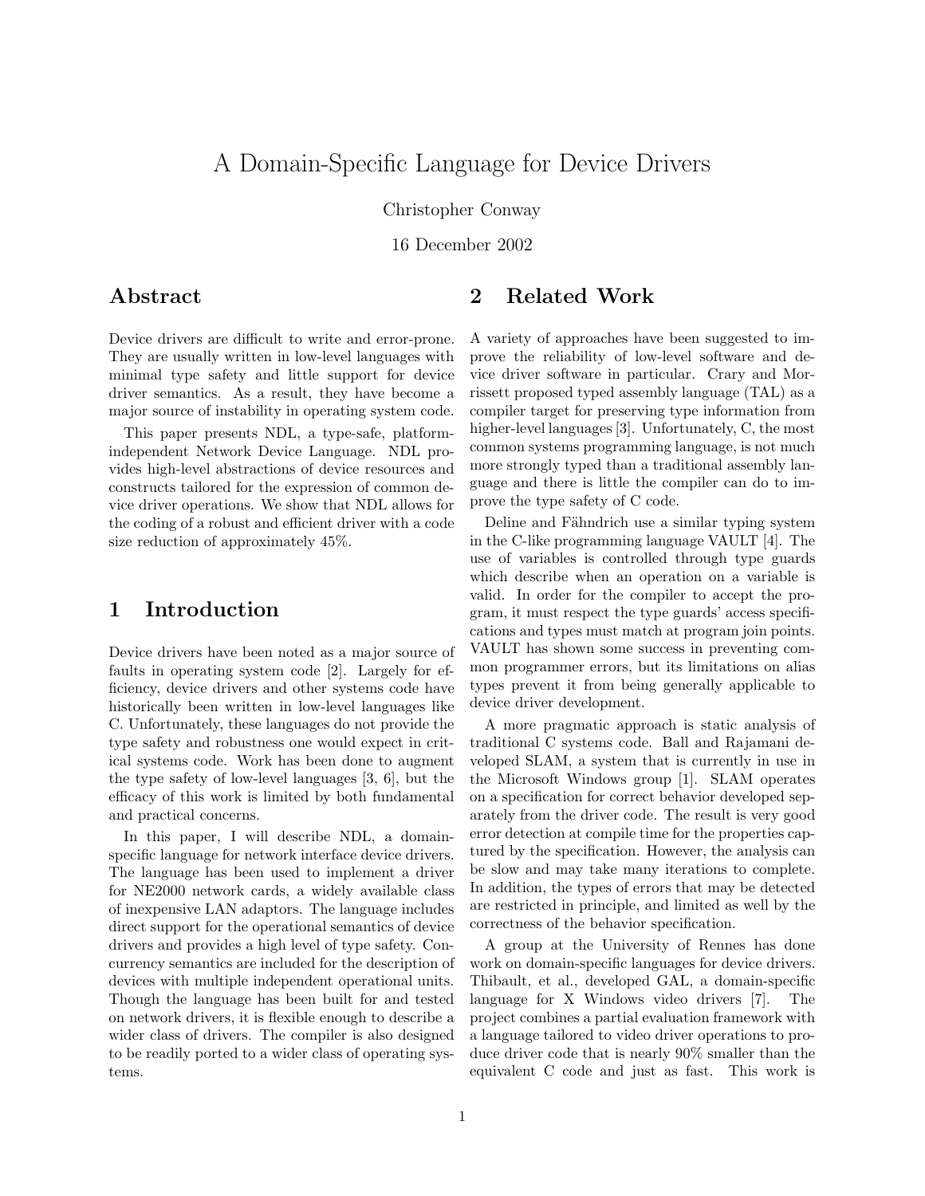# A Domain-Specific Language for Device Drivers

Christopher Conway

16 December 2002

## Abstract

Device drivers are difficult to write and error-prone. They are usually written in low-level languages with minimal type safety and little support for device driver semantics. As a result, they have become a major source of instability in operating system code.

This paper presents NDL, a type-safe, platform-independent Network Device Language. NDL provides high-level abstractions of device resources and constructs tailored for the expression of common device driver operations. We show that NDL allows for the coding of a robust and efficient driver with a code size reduction of approximately 45%.

## 1 Introduction

Device drivers have been noted as a major source of faults in operating system code [2]. Largely for efficiency, device drivers and other systems code have historically been written in low-level languages like C. Unfortunately, these languages do not provide the type safety and robustness one would expect in critical systems code. Work has been done to augment the type safety of low-level languages [3, 6], but the efficacy of this work is limited by both fundamental and practical concerns.

In this paper, I will describe NDL, a domain-specific language for network interface device drivers. The language has been used to implement a driver for NE2000 network cards, a widely available class of inexpensive LAN adaptors. The language includes direct support for the operational semantics of device drivers and provides a high level of type safety. Concurrency semantics are included for the description of devices with multiple independent operational units. Though the language has been built for and tested on network drivers, it is flexible enough to describe a wider class of drivers. The compiler is also designed to be readily ported to a wider class of operating systems.

## 2 Related Work

A variety of approaches have been suggested to improve the reliability of low-level software and device driver software in particular. Crary and Morrissett proposed typed assembly language (TAL) as a compiler target for preserving type information from higher-level languages [3]. Unfortunately, C, the most common systems programming language, is not much more strongly typed than a traditional assembly language and there is little the compiler can do to improve the type safety of C code.

Deline and Fähndrich use a similar typing system in the C-like programming language VAULT [4]. The use of variables is controlled through type guards which describe when an operation on a variable is valid. In order for the compiler to accept the program, it must respect the type guards' access specifications and types must match at program join points. VAULT has shown some success in preventing common programmer errors, but its limitations on alias types prevent it from being generally applicable to device driver development.

A more pragmatic approach is static analysis of traditional C systems code. Ball and Rajamani developed SLAM, a system that is currently in use in the Microsoft Windows group [1]. SLAM operates on a specification for correct behavior developed separately from the driver code. The result is very good error detection at compile time for the properties captured by the specification. However, the analysis can be slow and may take many iterations to complete. In addition, the types of errors that may be detected are restricted in principle, and limited as well by the correctness of the behavior specification.

A group at the University of Rennes has done work on domain-specific languages for device drivers. Thibault, et al., developed GAL, a domain-specific language for X Windows video drivers [7]. The project combines a partial evaluation framework with a language tailored to video driver operations to produce driver code that is nearly 90% smaller than the equivalent C code and just as fast. This work is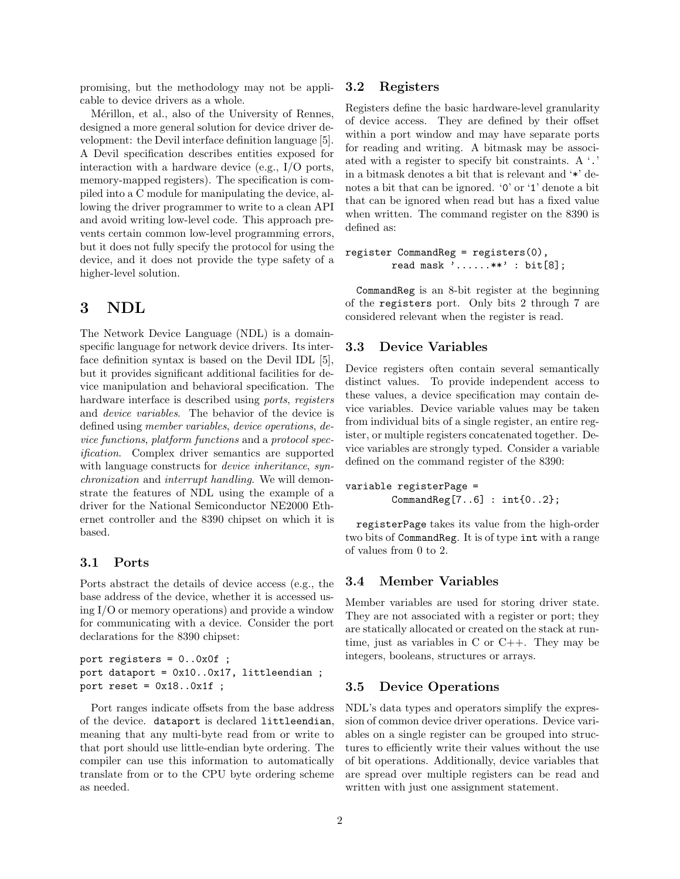promising, but the methodology may not be applicable to device drivers as a whole.

Mérillon, et al., also of the University of Rennes, designed a more general solution for device driver development: the Devil interface definition language [5]. A Devil specification describes entities exposed for interaction with a hardware device (e.g., I/O ports, memory-mapped registers). The specification is compiled into a C module for manipulating the device, allowing the driver programmer to write to a clean API and avoid writing low-level code. This approach prevents certain common low-level programming errors, but it does not fully specify the protocol for using the device, and it does not provide the type safety of a higher-level solution.

# 3 NDL

The Network Device Language (NDL) is a domain-specific language for network device drivers. Its interface definition syntax is based on the Devil IDL [5], but it provides significant additional facilities for device manipulation and behavioral specification. The hardware interface is described using *ports*, *registers* and *device variables*. The behavior of the device is defined using *member variables*, *device operations*, *device functions*, *platform functions* and a *protocol specification*. Complex driver semantics are supported with language constructs for *device inheritance*, *synchronization* and *interrupt handling*. We will demonstrate the features of NDL using the example of a driver for the National Semiconductor NE2000 Ethernet controller and the 8390 chipset on which it is based.

## 3.1 Ports

Ports abstract the details of device access (e.g., the base address of the device, whether it is accessed using I/O or memory operations) and provide a window for communicating with a device. Consider the port declarations for the 8390 chipset:

```
port registers = 0..0x0f ;
port dataport = 0x10..0x17, littleendian ;
port reset = 0x18..0x1f ;
```

Port ranges indicate offsets from the base address of the device. `dataport` is declared `littleendian`, meaning that any multi-byte read from or write to that port should use little-endian byte ordering. The compiler can use this information to automatically translate from or to the CPU byte ordering scheme as needed.

## 3.2 Registers

Registers define the basic hardware-level granularity of device access. They are defined by their offset within a port window and may have separate ports for reading and writing. A bitmask may be associated with a register to specify bit constraints. A '`.`' in a bitmask denotes a bit that is relevant and '`*`' denotes a bit that can be ignored. '`0`' or '`1`' denote a bit that can be ignored when read but has a fixed value when written. The command register on the 8390 is defined as:

```
register CommandReg = registers(0),
        read mask '......**' : bit[8];
```

`CommandReg` is an 8-bit register at the beginning of the `registers` port. Only bits 2 through 7 are considered relevant when the register is read.

## 3.3 Device Variables

Device registers often contain several semantically distinct values. To provide independent access to these values, a device specification may contain device variables. Device variable values may be taken from individual bits of a single register, an entire register, or multiple registers concatenated together. Device variables are strongly typed. Consider a variable defined on the command register of the 8390:

```
variable registerPage =
        CommandReg[7..6] : int{0..2};
```

`registerPage` takes its value from the high-order two bits of `CommandReg`. It is of type `int` with a range of values from 0 to 2.

## 3.4 Member Variables

Member variables are used for storing driver state. They are not associated with a register or port; they are statically allocated or created on the stack at runtime, just as variables in C or C++. They may be integers, booleans, structures or arrays.

## 3.5 Device Operations

NDL's data types and operators simplify the expression of common device driver operations. Device variables on a single register can be grouped into structures to efficiently write their values without the use of bit operations. Additionally, device variables that are spread over multiple registers can be read and written with just one assignment statement.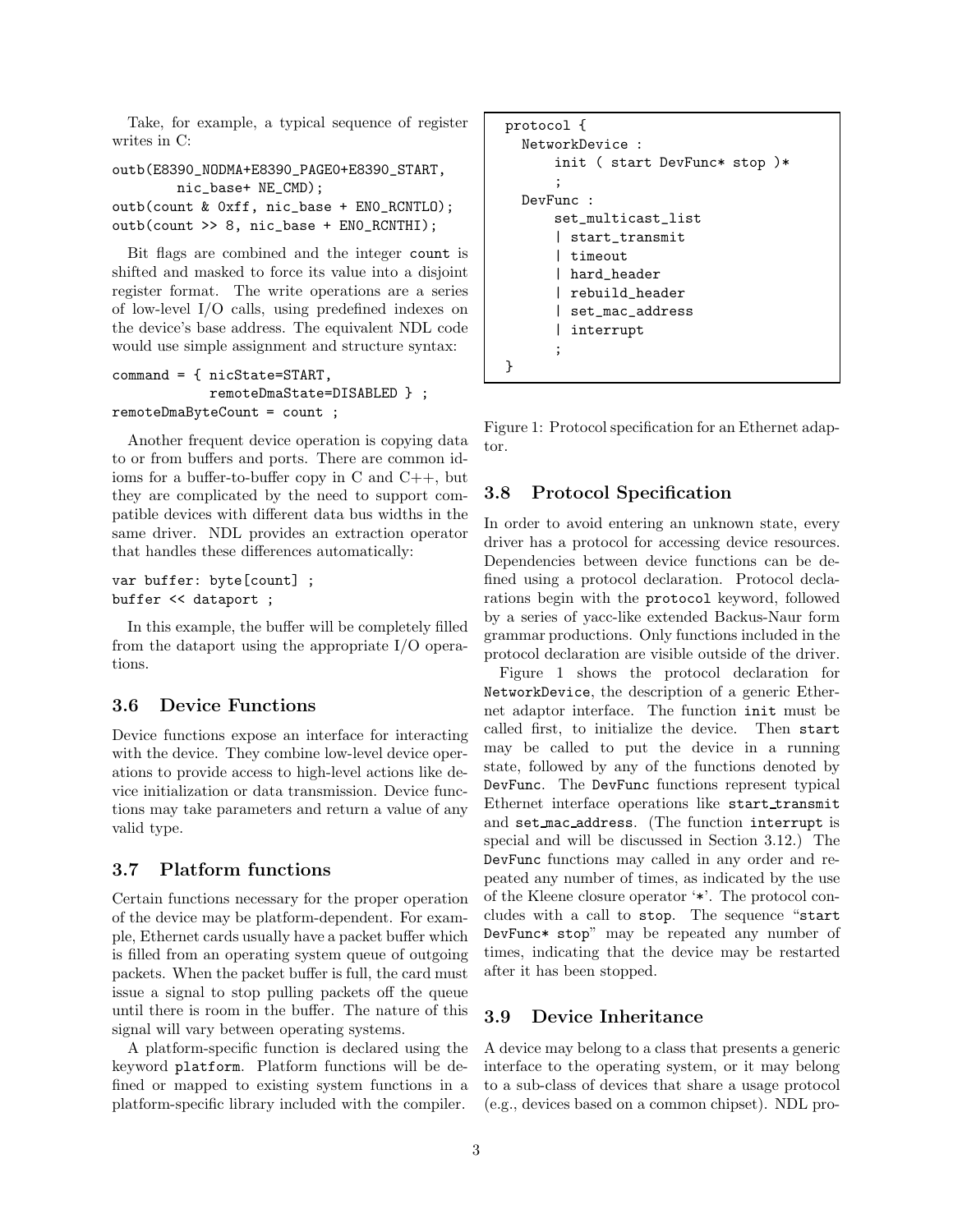Take, for example, a typical sequence of register writes in C:

```
outb(E8390_NODMA+E8390_PAGE0+E8390_START,
        nic_base+ NE_CMD);
outb(count & 0xff, nic_base + EN0_RCNTLO);
outb(count >> 8, nic_base + EN0_RCNTHI);
```

Bit flags are combined and the integer `count` is shifted and masked to force its value into a disjoint register format. The write operations are a series of low-level I/O calls, using predefined indexes on the device's base address. The equivalent NDL code would use simple assignment and structure syntax:

```
command = { nicState=START,
            remoteDmaState=DISABLED } ;
remoteDmaByteCount = count ;
```

Another frequent device operation is copying data to or from buffers and ports. There are common idioms for a buffer-to-buffer copy in C and C++, but they are complicated by the need to support compatible devices with different data bus widths in the same driver. NDL provides an extraction operator that handles these differences automatically:

```
var buffer: byte[count] ;
buffer << dataport ;
```

In this example, the buffer will be completely filled from the dataport using the appropriate I/O operations.

### 3.6 Device Functions

Device functions expose an interface for interacting with the device. They combine low-level device operations to provide access to high-level actions like device initialization or data transmission. Device functions may take parameters and return a value of any valid type.

### 3.7 Platform functions

Certain functions necessary for the proper operation of the device may be platform-dependent. For example, Ethernet cards usually have a packet buffer which is filled from an operating system queue of outgoing packets. When the packet buffer is full, the card must issue a signal to stop pulling packets off the queue until there is room in the buffer. The nature of this signal will vary between operating systems.

A platform-specific function is declared using the keyword `platform`. Platform functions will be defined or mapped to existing system functions in a platform-specific library included with the compiler.

```
protocol {
  NetworkDevice :
      init ( start DevFunc* stop )*
      ;
  DevFunc :
      set_multicast_list
      | start_transmit
      | timeout
      | hard_header
      | rebuild_header
      | set_mac_address
      | interrupt
      ;
}
```

Figure 1: Protocol specification for an Ethernet adaptor.

### 3.8 Protocol Specification

In order to avoid entering an unknown state, every driver has a protocol for accessing device resources. Dependencies between device functions can be defined using a protocol declaration. Protocol declarations begin with the `protocol` keyword, followed by a series of yacc-like extended Backus-Naur form grammar productions. Only functions included in the protocol declaration are visible outside of the driver.

Figure 1 shows the protocol declaration for `NetworkDevice`, the description of a generic Ethernet adaptor interface. The function `init` must be called first, to initialize the device. Then `start` may be called to put the device in a running state, followed by any of the functions denoted by `DevFunc`. The `DevFunc` functions represent typical Ethernet interface operations like `start_transmit` and `set_mac_address`. (The function `interrupt` is special and will be discussed in Section 3.12.) The `DevFunc` functions may called in any order and repeated any number of times, as indicated by the use of the Kleene closure operator '`*`'. The protocol concludes with a call to `stop`. The sequence "`start DevFunc* stop`" may be repeated any number of times, indicating that the device may be restarted after it has been stopped.

### 3.9 Device Inheritance

A device may belong to a class that presents a generic interface to the operating system, or it may belong to a sub-class of devices that share a usage protocol (e.g., devices based on a common chipset). NDL pro-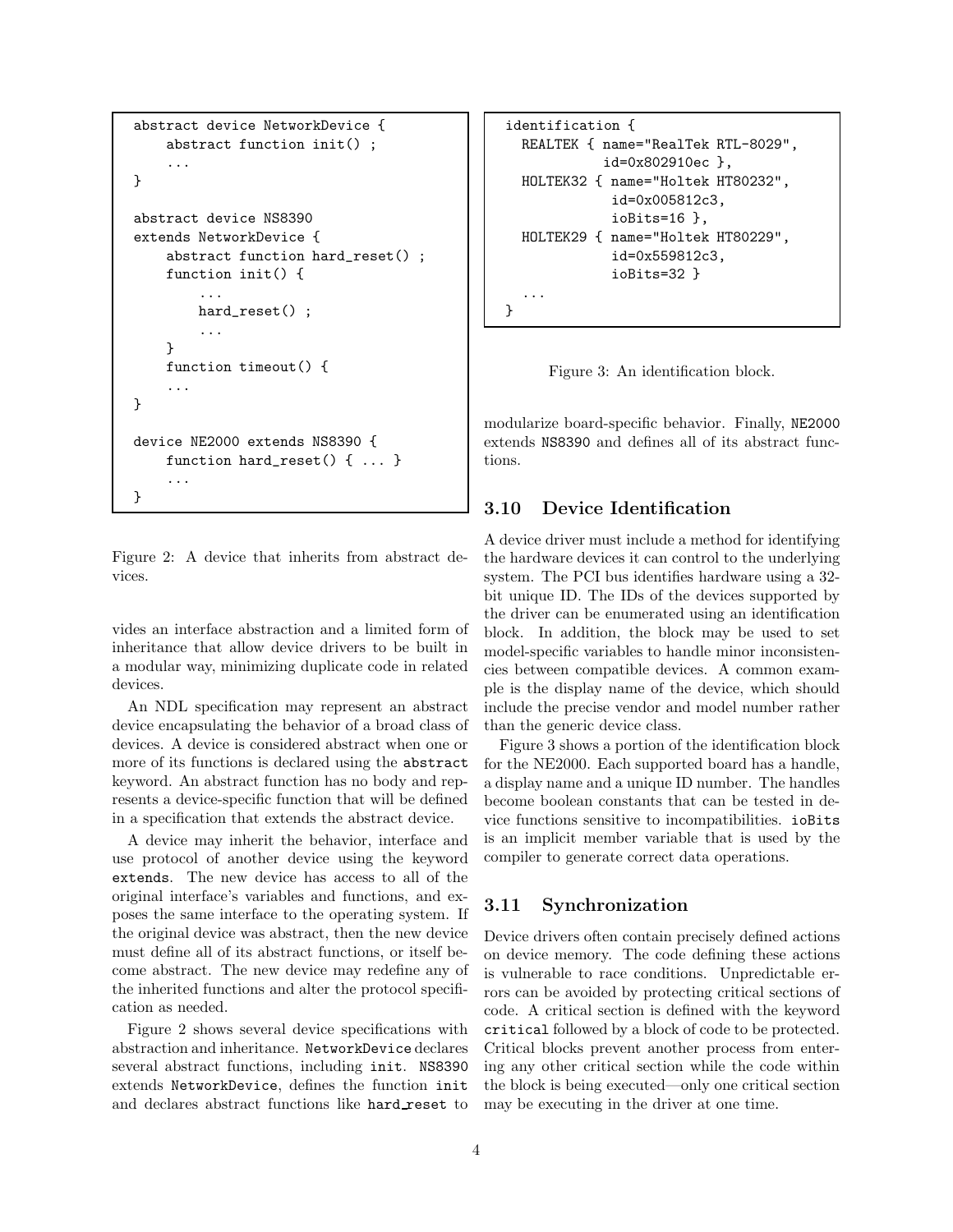```
abstract device NetworkDevice {
    abstract function init() ;
    ...
}

abstract device NS8390
extends NetworkDevice {
    abstract function hard_reset() ;
    function init() {
        ...
        hard_reset() ;
        ...
    }
    function timeout() {
    ...
}

device NE2000 extends NS8390 {
    function hard_reset() { ... }
    ...
}
```

Figure 2: A device that inherits from abstract devices.

vides an interface abstraction and a limited form of inheritance that allow device drivers to be built in a modular way, minimizing duplicate code in related devices.

An NDL specification may represent an abstract device encapsulating the behavior of a broad class of devices. A device is considered abstract when one or more of its functions is declared using the `abstract` keyword. An abstract function has no body and represents a device-specific function that will be defined in a specification that extends the abstract device.

A device may inherit the behavior, interface and use protocol of another device using the keyword `extends`. The new device has access to all of the original interface's variables and functions, and exposes the same interface to the operating system. If the original device was abstract, then the new device must define all of its abstract functions, or itself become abstract. The new device may redefine any of the inherited functions and alter the protocol specification as needed.

Figure 2 shows several device specifications with abstraction and inheritance. `NetworkDevice` declares several abstract functions, including `init`. `NS8390` extends `NetworkDevice`, defines the function `init` and declares abstract functions like `hard_reset` to modularize board-specific behavior. Finally, `NE2000` extends `NS8390` and defines all of its abstract functions.

```
identification {
  REALTEK { name="RealTek RTL-8029",
            id=0x802910ec },
  HOLTEK32 { name="Holtek HT80232",
             id=0x005812c3,
             ioBits=16 },
  HOLTEK29 { name="Holtek HT80229",
             id=0x559812c3,
             ioBits=32 }
  ...
}
```

Figure 3: An identification block.

### 3.10 Device Identification

A device driver must include a method for identifying the hardware devices it can control to the underlying system. The PCI bus identifies hardware using a 32-bit unique ID. The IDs of the devices supported by the driver can be enumerated using an identification block. In addition, the block may be used to set model-specific variables to handle minor inconsistencies between compatible devices. A common example is the display name of the device, which should include the precise vendor and model number rather than the generic device class.

Figure 3 shows a portion of the identification block for the NE2000. Each supported board has a handle, a display name and a unique ID number. The handles become boolean constants that can be tested in device functions sensitive to incompatibilities. `ioBits` is an implicit member variable that is used by the compiler to generate correct data operations.

### 3.11 Synchronization

Device drivers often contain precisely defined actions on device memory. The code defining these actions is vulnerable to race conditions. Unpredictable errors can be avoided by protecting critical sections of code. A critical section is defined with the keyword `critical` followed by a block of code to be protected. Critical blocks prevent another process from entering any other critical section while the code within the block is being executed—only one critical section may be executing in the driver at one time.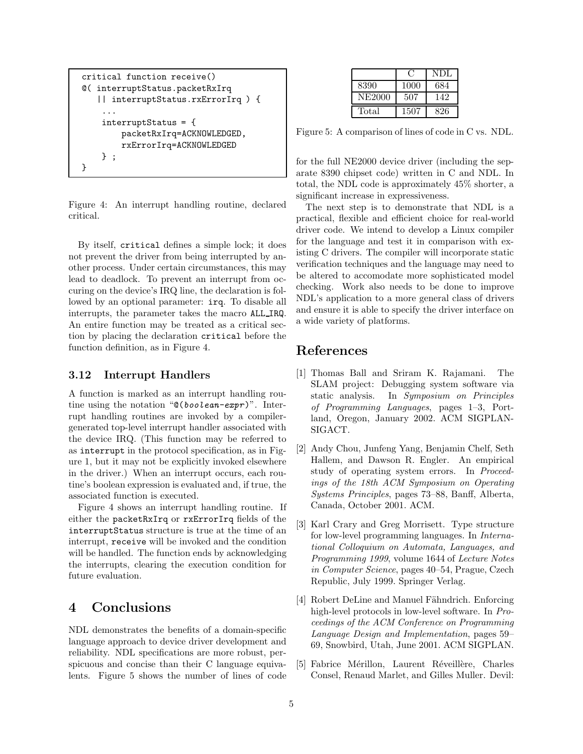```
critical function receive()
@( interruptStatus.packetRxIrq
   || interruptStatus.rxErrorIrq ) {
    ...
    interruptStatus = {
        packetRxIrq=ACKNOWLEDGED,
        rxErrorIrq=ACKNOWLEDGED
    } ;
}
```

Figure 4: An interrupt handling routine, declared critical.

By itself, `critical` defines a simple lock; it does not prevent the driver from being interrupted by another process. Under certain circumstances, this may lead to deadlock. To prevent an interrupt from occuring on the device's IRQ line, the declaration is followed by an optional parameter: `irq`. To disable all interrupts, the parameter takes the macro `ALL_IRQ`. An entire function may be treated as a critical section by placing the declaration `critical` before the function definition, as in Figure 4.

### 3.12 Interrupt Handlers

A function is marked as an interrupt handling routine using the notation "`@(`*`boolean-expr`*`)`". Interrupt handling routines are invoked by a compiler-generated top-level interrupt handler associated with the device IRQ. (This function may be referred to as `interrupt` in the protocol specification, as in Figure 1, but it may not be explicitly invoked elsewhere in the driver.) When an interrupt occurs, each routine's boolean expression is evaluated and, if true, the associated function is executed.

Figure 4 shows an interrupt handling routine. If either the `packetRxIrq` or `rxErrorIrq` fields of the `interruptStatus` structure is true at the time of an interrupt, `receive` will be invoked and the condition will be handled. The function ends by acknowledging the interrupts, clearing the execution condition for future evaluation.

## 4 Conclusions

NDL demonstrates the benefits of a domain-specific language approach to device driver development and reliability. NDL specifications are more robust, perspicuous and concise than their C language equivalents. Figure 5 shows the number of lines of code for the full NE2000 device driver (including the separate 8390 chipset code) written in C and NDL. In total, the NDL code is approximately 45% shorter, a significant increase in expressiveness.

| | C | NDL |
|---|---|---|
| 8390 | 1000 | 684 |
| NE2000 | 507 | 142 |
| Total | 1507 | 826 |

Figure 5: A comparison of lines of code in C vs. NDL.

The next step is to demonstrate that NDL is a practical, flexible and efficient choice for real-world driver code. We intend to develop a Linux compiler for the language and test it in comparison with existing C drivers. The compiler will incorporate static verification techniques and the language may need to be altered to accomodate more sophisticated model checking. Work also needs to be done to improve NDL's application to a more general class of drivers and ensure it is able to specify the driver interface on a wide variety of platforms.

## References

[1] Thomas Ball and Sriram K. Rajamani. The SLAM project: Debugging system software via static analysis. In *Symposium on Principles of Programming Languages*, pages 1–3, Portland, Oregon, January 2002. ACM SIGPLAN-SIGACT.

[2] Andy Chou, Junfeng Yang, Benjamin Chelf, Seth Hallem, and Dawson R. Engler. An empirical study of operating system errors. In *Proceedings of the 18th ACM Symposium on Operating Systems Principles*, pages 73–88, Banff, Alberta, Canada, October 2001. ACM.

[3] Karl Crary and Greg Morrisett. Type structure for low-level programming languages. In *International Colloquium on Automata, Languages, and Programming 1999*, volume 1644 of *Lecture Notes in Computer Science*, pages 40–54, Prague, Czech Republic, July 1999. Springer Verlag.

[4] Robert DeLine and Manuel Fähndrich. Enforcing high-level protocols in low-level software. In *Proceedings of the ACM Conference on Programming Language Design and Implementation*, pages 59–69, Snowbird, Utah, June 2001. ACM SIGPLAN.

[5] Fabrice Mérillon, Laurent Réveillère, Charles Consel, Renaud Marlet, and Gilles Muller. Devil: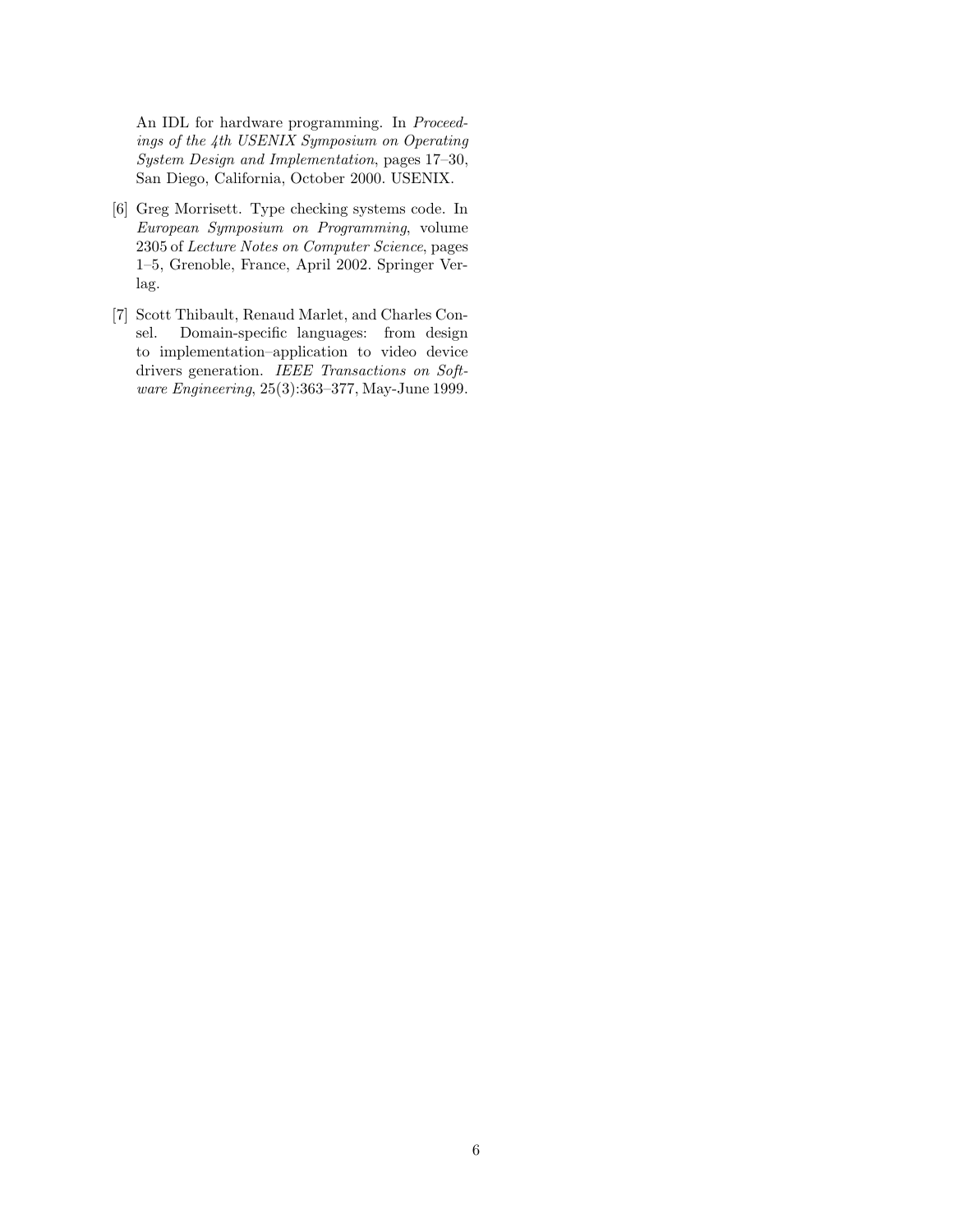An IDL for hardware programming. In *Proceedings of the 4th USENIX Symposium on Operating System Design and Implementation*, pages 17–30, San Diego, California, October 2000. USENIX.

[6] Greg Morrisett. Type checking systems code. In *European Symposium on Programming*, volume 2305 of *Lecture Notes on Computer Science*, pages 1–5, Grenoble, France, April 2002. Springer Verlag.

[7] Scott Thibault, Renaud Marlet, and Charles Consel. Domain-specific languages: from design to implementation–application to video device drivers generation. *IEEE Transactions on Software Engineering*, 25(3):363–377, May-June 1999.